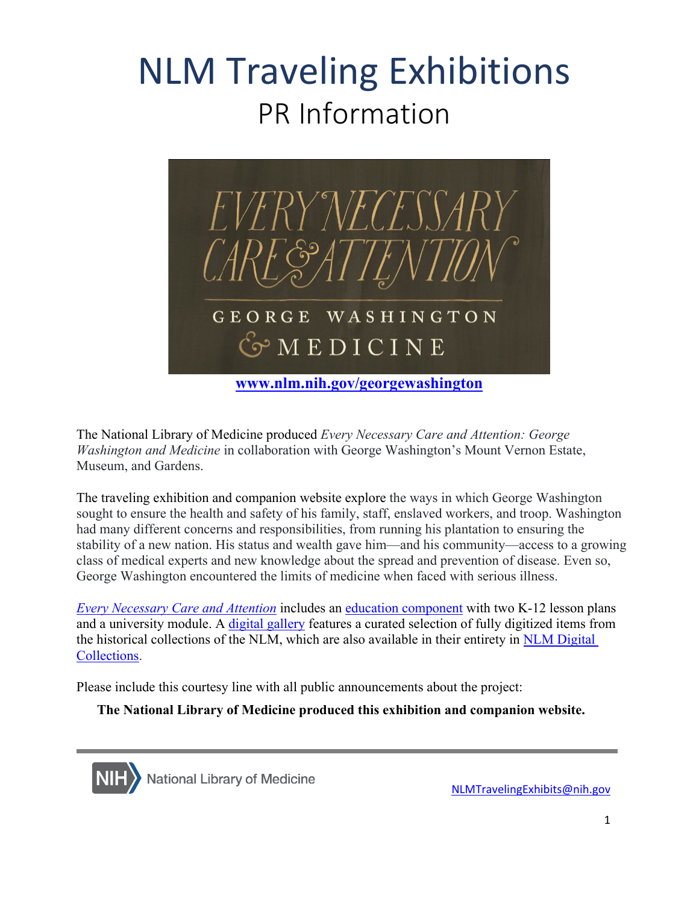# NLM Traveling Exhibitions

## PR Information

EVERY NECESSARY CARE & ATTENTION

GEORGE WASHINGTON & MEDICINE

**www.nlm.nih.gov/georgewashington**

The National Library of Medicine produced *Every Necessary Care and Attention: George Washington and Medicine* in collaboration with George Washington's Mount Vernon Estate, Museum, and Gardens.

The traveling exhibition and companion website explore the ways in which George Washington sought to ensure the health and safety of his family, staff, enslaved workers, and troop. Washington had many different concerns and responsibilities, from running his plantation to ensuring the stability of a new nation. His status and wealth gave him—and his community—access to a growing class of medical experts and new knowledge about the spread and prevention of disease. Even so, George Washington encountered the limits of medicine when faced with serious illness.

*Every Necessary Care and Attention* includes an education component with two K-12 lesson plans and a university module. A digital gallery features a curated selection of fully digitized items from the historical collections of the NLM, which are also available in their entirety in NLM Digital Collections.

Please include this courtesy line with all public announcements about the project:

**The National Library of Medicine produced this exhibition and companion website.**

NIH National Library of Medicine

NLMTravelingExhibits@nih.gov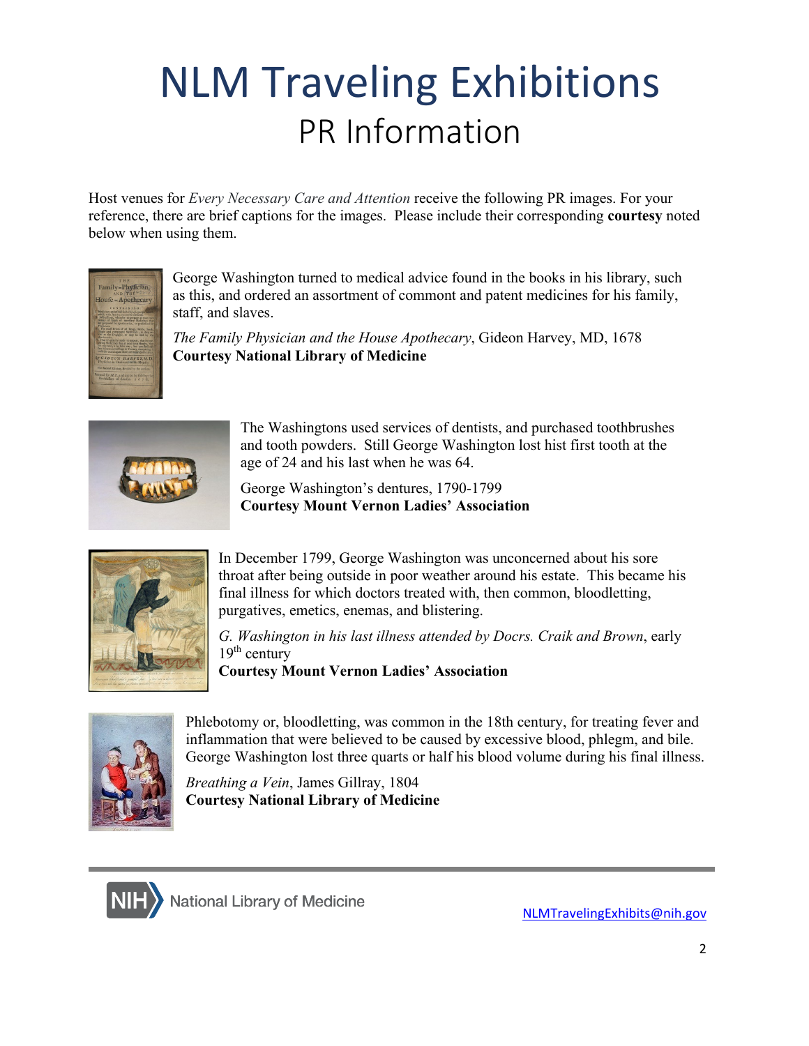# NLM Traveling Exhibitions

## PR Information

Host venues for *Every Necessary Care and Attention* receive the following PR images. For your reference, there are brief captions for the images. Please include their corresponding **courtesy** noted below when using them.

George Washington turned to medical advice found in the books in his library, such as this, and ordered an assortment of commont and patent medicines for his family, staff, and slaves.

*The Family Physician and the House Apothecary*, Gideon Harvey, MD, 1678
**Courtesy National Library of Medicine**

The Washingtons used services of dentists, and purchased toothbrushes and tooth powders. Still George Washington lost hist first tooth at the age of 24 and his last when he was 64.

George Washington's dentures, 1790-1799
**Courtesy Mount Vernon Ladies' Association**

In December 1799, George Washington was unconcerned about his sore throat after being outside in poor weather around his estate. This became his final illness for which doctors treated with, then common, bloodletting, purgatives, emetics, enemas, and blistering.

*G. Washington in his last illness attended by Docrs. Craik and Brown*, early 19th century
**Courtesy Mount Vernon Ladies' Association**

Phlebotomy or, bloodletting, was common in the 18th century, for treating fever and inflammation that were believed to be caused by excessive blood, phlegm, and bile. George Washington lost three quarts or half his blood volume during his final illness.

*Breathing a Vein*, James Gillray, 1804
**Courtesy National Library of Medicine**

NIH National Library of Medicine

NLMTravelingExhibits@nih.gov